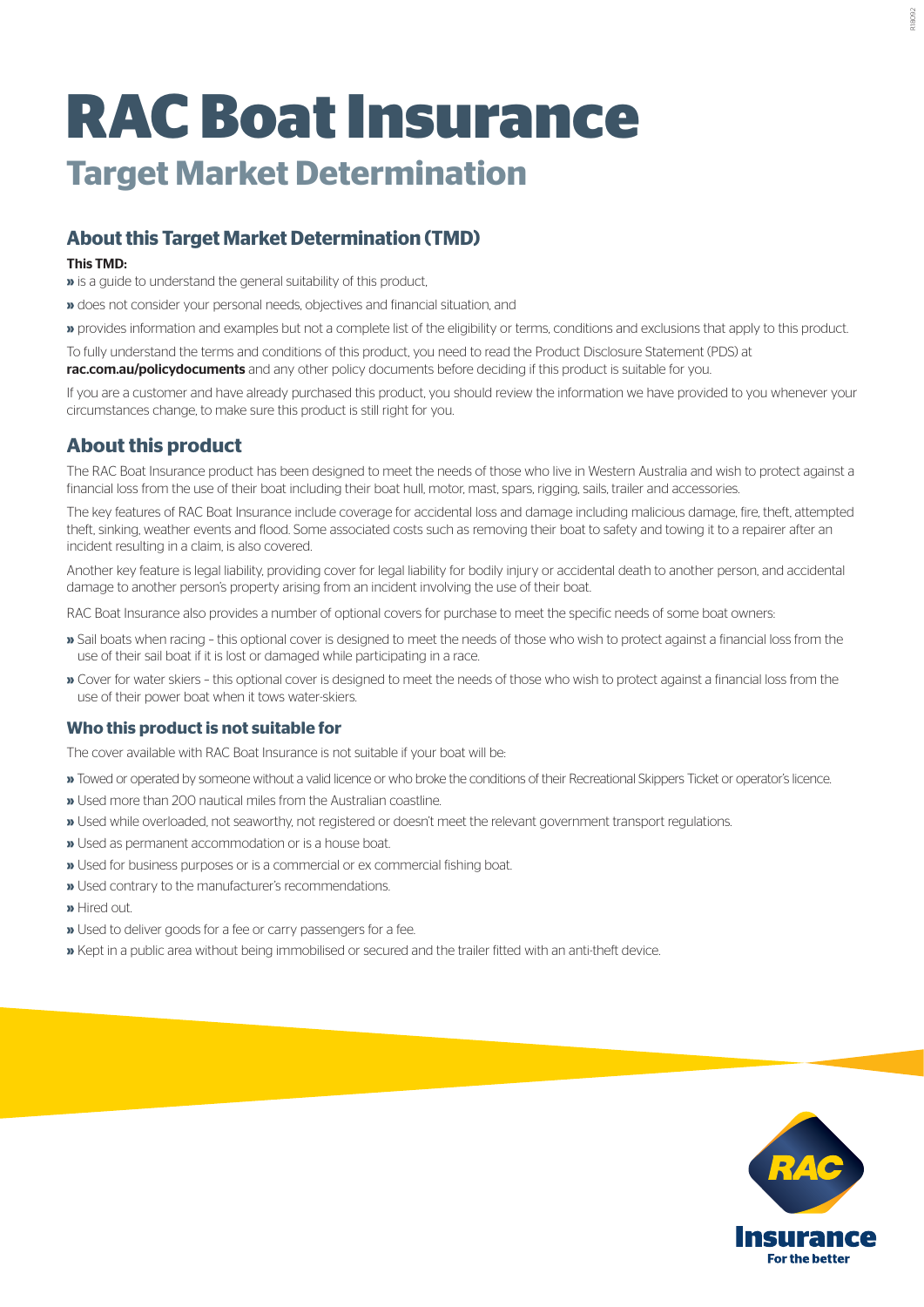# RAC Boat Insurance

## Target Market Determination

### About this Target Market Determination (TMD)

**This TMD:**

- is a guide to understand the general suitability of this product,
- does not consider your personal needs, objectives and financial situation, and
- provides information and examples but not a complete list of the eligibility or terms, conditions and exclusions that apply to this product.

To fully understand the terms and conditions of this product, you need to read the Product Disclosure Statement (PDS) at **rac.com.au/policydocuments** and any other policy documents before deciding if this product is suitable for you.

If you are a customer and have already purchased this product, you should review the information we have provided to you whenever your circumstances change, to make sure this product is still right for you.

### About this product

The RAC Boat Insurance product has been designed to meet the needs of those who live in Western Australia and wish to protect against a financial loss from the use of their boat including their boat hull, motor, mast, spars, rigging, sails, trailer and accessories.

The key features of RAC Boat Insurance include coverage for accidental loss and damage including malicious damage, fire, theft, attempted theft, sinking, weather events and flood. Some associated costs such as removing their boat to safety and towing it to a repairer after an incident resulting in a claim, is also covered.

Another key feature is legal liability, providing cover for legal liability for bodily injury or accidental death to another person, and accidental damage to another person's property arising from an incident involving the use of their boat.

RAC Boat Insurance also provides a number of optional covers for purchase to meet the specific needs of some boat owners:

- Sail boats when racing – this optional cover is designed to meet the needs of those who wish to protect against a financial loss from the use of their sail boat if it is lost or damaged while participating in a race.
- Cover for water skiers – this optional cover is designed to meet the needs of those who wish to protect against a financial loss from the use of their power boat when it tows water-skiers.

#### Who this product is not suitable for

The cover available with RAC Boat Insurance is not suitable if your boat will be:

- Towed or operated by someone without a valid licence or who broke the conditions of their Recreational Skippers Ticket or operator's licence.
- Used more than 200 nautical miles from the Australian coastline.
- Used while overloaded, not seaworthy, not registered or doesn't meet the relevant government transport regulations.
- Used as permanent accommodation or is a house boat.
- Used for business purposes or is a commercial or ex commercial fishing boat.
- Used contrary to the manufacturer's recommendations.
- Hired out.
- Used to deliver goods for a fee or carry passengers for a fee.
- Kept in a public area without being immobilised or secured and the trailer fitted with an anti-theft device.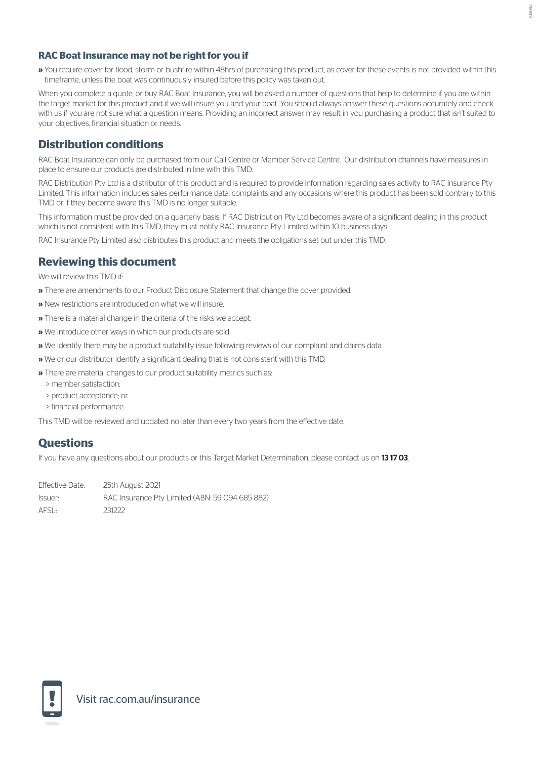### RAC Boat Insurance may not be right for you if

- You require cover for flood, storm or bushfire within 48hrs of purchasing this product, as cover for these events is not provided within this timeframe, unless the boat was continuously insured before this policy was taken out.

When you complete a quote, or buy RAC Boat Insurance, you will be asked a number of questions that help to determine if you are within the target market for this product and if we will insure you and your boat. You should always answer these questions accurately and check with us if you are not sure what a question means. Providing an incorrect answer may result in you purchasing a product that isn't suited to your objectives, financial situation or needs.

## Distribution conditions

RAC Boat Insurance can only be purchased from our Call Centre or Member Service Centre. Our distribution channels have measures in place to ensure our products are distributed in line with this TMD.

RAC Distribution Pty Ltd is a distributor of this product and is required to provide information regarding sales activity to RAC Insurance Pty Limited. This information includes sales performance data, complaints and any occasions where this product has been sold contrary to this TMD or if they become aware this TMD is no longer suitable.

This information must be provided on a quarterly basis. If RAC Distribution Pty Ltd becomes aware of a significant dealing in this product which is not consistent with this TMD, they must notify RAC Insurance Pty Limited within 10 business days.

RAC Insurance Pty Limited also distributes this product and meets the obligations set out under this TMD.

## Reviewing this document

We will review this TMD if:

- There are amendments to our Product Disclosure Statement that change the cover provided.
- New restrictions are introduced on what we will insure.
- There is a material change in the criteria of the risks we accept.
- We introduce other ways in which our products are sold.
- We identify there may be a product suitability issue following reviews of our complaint and claims data.
- We or our distributor identify a significant dealing that is not consistent with this TMD.
- There are material changes to our product suitability metrics such as:
  - member satisfaction;
  - product acceptance; or
  - financial performance.

This TMD will be reviewed and updated no later than every two years from the effective date.

## Questions

If you have any questions about our products or this Target Market Determination, please contact us on **13 17 03**.

| | |
|---|---|
| Effective Date: | 25th August 2021 |
| Issuer: | RAC Insurance Pty Limited (ABN: 59 094 685 882) |
| AFSL: | 231222 |

Visit rac.com.au/insurance